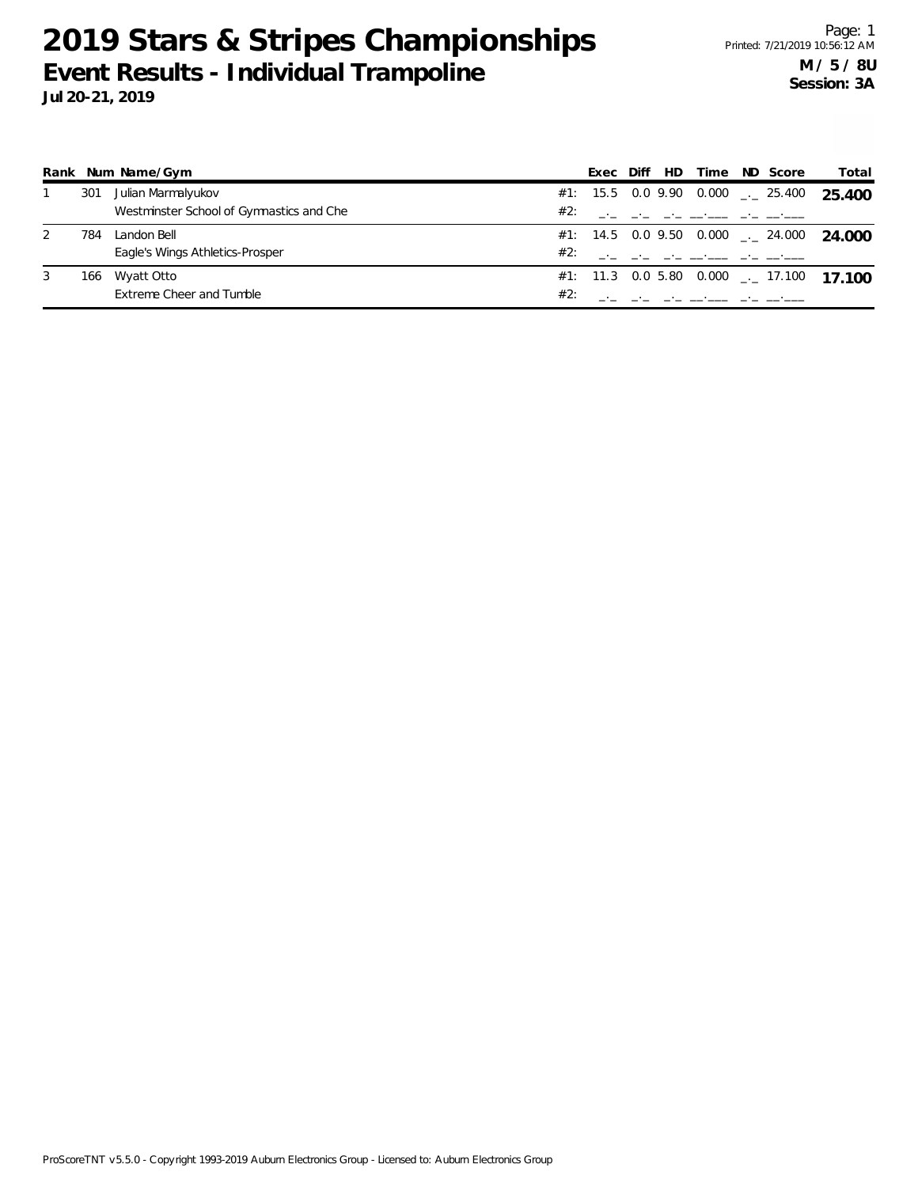# 2019 Stars & Stripes Championships

## Event Results - Individual Trampoline

**Jul 20-21, 2019**

**M / 5 / 8U**
**Session: 3A**

| Rank | Num | Name/Gym | | Exec | Diff | HD | Time | ND | Score | Total |
|---|---|---|---|---|---|---|---|---|---|---|
| 1 | 301 | Julian Marmalyukov | #1: | 15.5 | 0.0 | 9.90 | 0.000 | _._ | 25.400 | **25.400** |
| | | Westminster School of Gymnastics and Che | #2: | _._ | _._ | _._ | __.___ | _._ | __.___ | |
| 2 | 784 | Landon Bell | #1: | 14.5 | 0.0 | 9.50 | 0.000 | _._ | 24.000 | **24.000** |
| | | Eagle's Wings Athletics-Prosper | #2: | _._ | _._ | _._ | __.___ | _._ | __.___ | |
| 3 | 166 | Wyatt Otto | #1: | 11.3 | 0.0 | 5.80 | 0.000 | _._ | 17.100 | **17.100** |
| | | Extreme Cheer and Tumble | #2: | _._ | _._ | _._ | __.___ | _._ | __.___ | |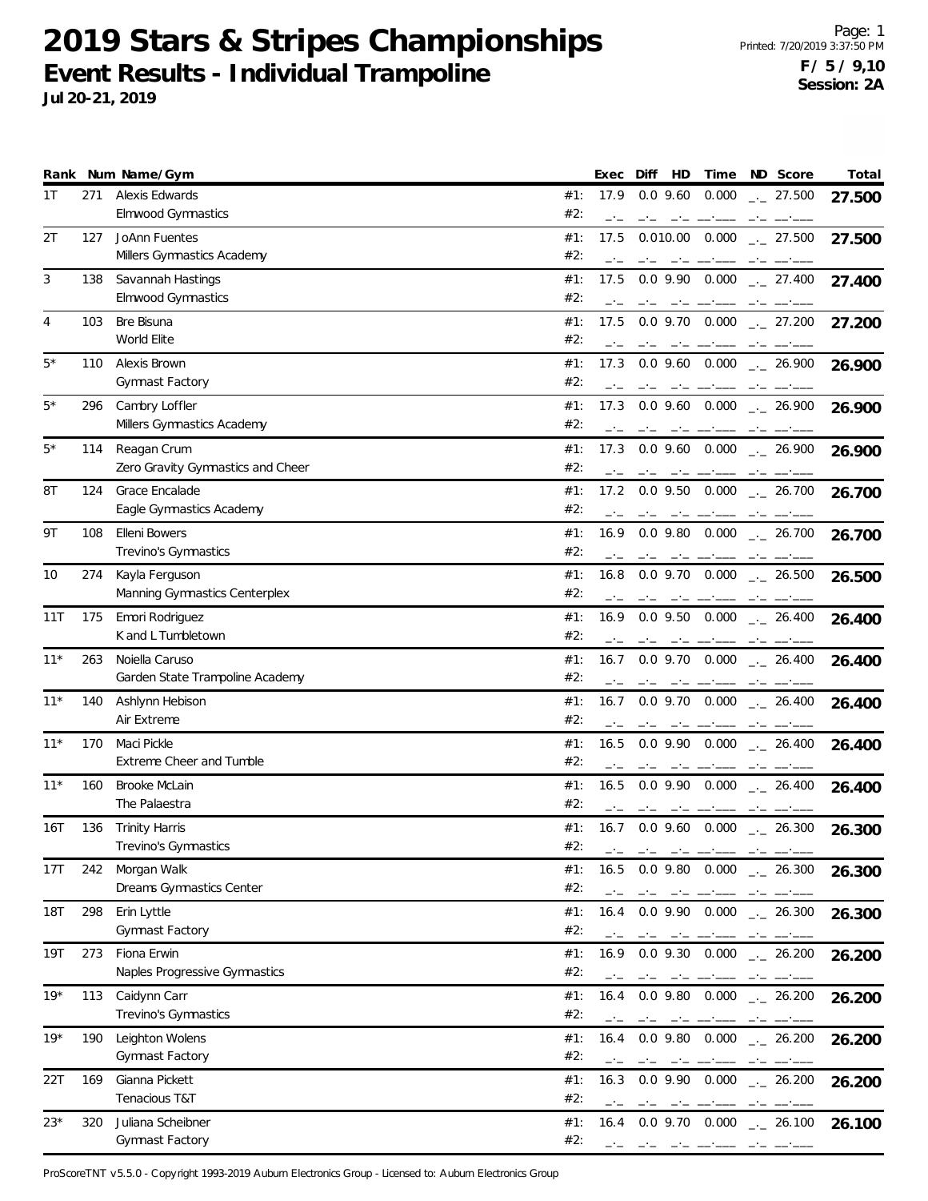# 2019 Stars & Stripes Championships

## Event Results - Individual Trampoline

**Jul 20-21, 2019**

Page: 1
Printed: 7/20/2019 3:37:50 PM
**F / 5 / 9,10**
**Session: 2A**

| Rank | Num | Name/Gym | | Exec | Diff | HD | Time | ND | Score | Total |
|---|---|---|---|---|---|---|---|---|---|---|
| 1T | 271 | Alexis Edwards<br>Elmwood Gymnastics | #1:<br>#2: | 17.9 | 0.0 | 9.60 | 0.000 | _._ | 27.500 | 27.500 |
| 2T | 127 | JoAnn Fuentes<br>Millers Gymnastics Academy | #1:<br>#2: | 17.5 | 0.0 | 10.00 | 0.000 | _._ | 27.500 | 27.500 |
| 3 | 138 | Savannah Hastings<br>Elmwood Gymnastics | #1:<br>#2: | 17.5 | 0.0 | 9.90 | 0.000 | _._ | 27.400 | 27.400 |
| 4 | 103 | Bre Bisuna<br>World Elite | #1:<br>#2: | 17.5 | 0.0 | 9.70 | 0.000 | _._ | 27.200 | 27.200 |
| 5* | 110 | Alexis Brown<br>Gymnast Factory | #1:<br>#2: | 17.3 | 0.0 | 9.60 | 0.000 | _._ | 26.900 | 26.900 |
| 5* | 296 | Cambry Loffler<br>Millers Gymnastics Academy | #1:<br>#2: | 17.3 | 0.0 | 9.60 | 0.000 | _._ | 26.900 | 26.900 |
| 5* | 114 | Reagan Crum<br>Zero Gravity Gymnastics and Cheer | #1:<br>#2: | 17.3 | 0.0 | 9.60 | 0.000 | _._ | 26.900 | 26.900 |
| 8T | 124 | Grace Encalade<br>Eagle Gymnastics Academy | #1:<br>#2: | 17.2 | 0.0 | 9.50 | 0.000 | _._ | 26.700 | 26.700 |
| 9T | 108 | Elleni Bowers<br>Trevino's Gymnastics | #1:<br>#2: | 16.9 | 0.0 | 9.80 | 0.000 | _._ | 26.700 | 26.700 |
| 10 | 274 | Kayla Ferguson<br>Manning Gymnastics Centerplex | #1:<br>#2: | 16.8 | 0.0 | 9.70 | 0.000 | _._ | 26.500 | 26.500 |
| 11T | 175 | Emori Rodriguez<br>K and L Tumbletown | #1:<br>#2: | 16.9 | 0.0 | 9.50 | 0.000 | _._ | 26.400 | 26.400 |
| 11* | 263 | Noiella Caruso<br>Garden State Trampoline Academy | #1:<br>#2: | 16.7 | 0.0 | 9.70 | 0.000 | _._ | 26.400 | 26.400 |
| 11* | 140 | Ashlynn Hebison<br>Air Extreme | #1:<br>#2: | 16.7 | 0.0 | 9.70 | 0.000 | _._ | 26.400 | 26.400 |
| 11* | 170 | Maci Pickle<br>Extreme Cheer and Tumble | #1:<br>#2: | 16.5 | 0.0 | 9.90 | 0.000 | _._ | 26.400 | 26.400 |
| 11* | 160 | Brooke McLain<br>The Palaestra | #1:<br>#2: | 16.5 | 0.0 | 9.90 | 0.000 | _._ | 26.400 | 26.400 |
| 16T | 136 | Trinity Harris<br>Trevino's Gymnastics | #1:<br>#2: | 16.7 | 0.0 | 9.60 | 0.000 | _._ | 26.300 | 26.300 |
| 17T | 242 | Morgan Walk<br>Dreams Gymnastics Center | #1:<br>#2: | 16.5 | 0.0 | 9.80 | 0.000 | _._ | 26.300 | 26.300 |
| 18T | 298 | Erin Lyttle<br>Gymnast Factory | #1:<br>#2: | 16.4 | 0.0 | 9.90 | 0.000 | _._ | 26.300 | 26.300 |
| 19T | 273 | Fiona Erwin<br>Naples Progressive Gymnastics | #1:<br>#2: | 16.9 | 0.0 | 9.30 | 0.000 | _._ | 26.200 | 26.200 |
| 19* | 113 | Caidynn Carr<br>Trevino's Gymnastics | #1:<br>#2: | 16.4 | 0.0 | 9.80 | 0.000 | _._ | 26.200 | 26.200 |
| 19* | 190 | Leighton Wolens<br>Gymnast Factory | #1:<br>#2: | 16.4 | 0.0 | 9.80 | 0.000 | _._ | 26.200 | 26.200 |
| 22T | 169 | Gianna Pickett<br>Tenacious T&T | #1:<br>#2: | 16.3 | 0.0 | 9.90 | 0.000 | _._ | 26.200 | 26.200 |
| 23* | 320 | Juliana Scheibner<br>Gymnast Factory | #1:<br>#2: | 16.4 | 0.0 | 9.70 | 0.000 | _._ | 26.100 | 26.100 |

ProScoreTNT v5.5.0 - Copyright 1993-2019 Auburn Electronics Group - Licensed to: Auburn Electronics Group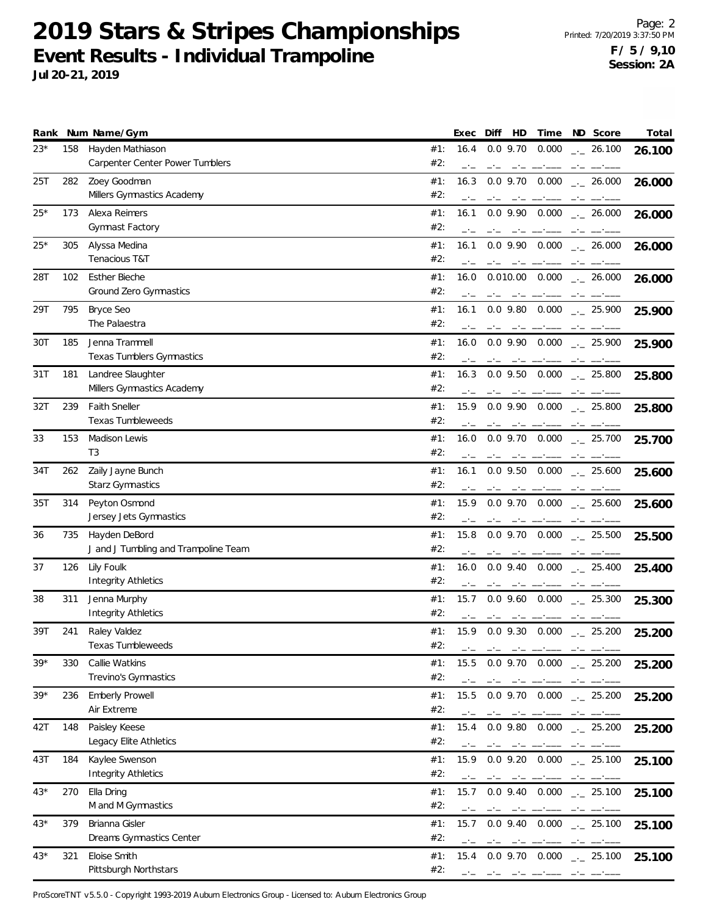# 2019 Stars & Stripes Championships

## Event Results - Individual Trampoline

**Jul 20-21, 2019**

Printed: 7/20/2019 3:37:50 PM
**F / 5 / 9,10**
**Session: 2A**

| Rank | Num | Name/Gym | | Exec | Diff | HD | Time | ND | Score | Total |
|---|---|---|---|---|---|---|---|---|---|---|
| 23* | 158 | Hayden Mathiason | #1: | 16.4 | 0.0 | 9.70 | 0.000 | _._ | 26.100 | 26.100 |
| | | Carpenter Center Power Tumblers | #2: | _._ | _._ | _._ | __.___ | _._ | __.___ | |
| 25T | 282 | Zoey Goodman | #1: | 16.3 | 0.0 | 9.70 | 0.000 | _._ | 26.000 | 26.000 |
| | | Millers Gymnastics Academy | #2: | _._ | _._ | _._ | __.___ | _._ | __.___ | |
| 25* | 173 | Alexa Reimers | #1: | 16.1 | 0.0 | 9.90 | 0.000 | _._ | 26.000 | 26.000 |
| | | Gymnast Factory | #2: | _._ | _._ | _._ | __.___ | _._ | __.___ | |
| 25* | 305 | Alyssa Medina | #1: | 16.1 | 0.0 | 9.90 | 0.000 | _._ | 26.000 | 26.000 |
| | | Tenacious T&T | #2: | _._ | _._ | _._ | __.___ | _._ | __.___ | |
| 28T | 102 | Esther Bieche | #1: | 16.0 | 0.0 | 10.00 | 0.000 | _._ | 26.000 | 26.000 |
| | | Ground Zero Gymnastics | #2: | _._ | _._ | _._ | __.___ | _._ | __.___ | |
| 29T | 795 | Bryce Seo | #1: | 16.1 | 0.0 | 9.80 | 0.000 | _._ | 25.900 | 25.900 |
| | | The Palaestra | #2: | _._ | _._ | _._ | __.___ | _._ | __.___ | |
| 30T | 185 | Jenna Trammell | #1: | 16.0 | 0.0 | 9.90 | 0.000 | _._ | 25.900 | 25.900 |
| | | Texas Tumblers Gymnastics | #2: | _._ | _._ | _._ | __.___ | _._ | __.___ | |
| 31T | 181 | Landree Slaughter | #1: | 16.3 | 0.0 | 9.50 | 0.000 | _._ | 25.800 | 25.800 |
| | | Millers Gymnastics Academy | #2: | _._ | _._ | _._ | __.___ | _._ | __.___ | |
| 32T | 239 | Faith Sneller | #1: | 15.9 | 0.0 | 9.90 | 0.000 | _._ | 25.800 | 25.800 |
| | | Texas Tumbleweeds | #2: | _._ | _._ | _._ | __.___ | _._ | __.___ | |
| 33 | 153 | Madison Lewis | #1: | 16.0 | 0.0 | 9.70 | 0.000 | _._ | 25.700 | 25.700 |
| | | T3 | #2: | _._ | _._ | _._ | __.___ | _._ | __.___ | |
| 34T | 262 | Zaily Jayne Bunch | #1: | 16.1 | 0.0 | 9.50 | 0.000 | _._ | 25.600 | 25.600 |
| | | Starz Gymnastics | #2: | _._ | _._ | _._ | __.___ | _._ | __.___ | |
| 35T | 314 | Peyton Osmond | #1: | 15.9 | 0.0 | 9.70 | 0.000 | _._ | 25.600 | 25.600 |
| | | Jersey Jets Gymnastics | #2: | _._ | _._ | _._ | __.___ | _._ | __.___ | |
| 36 | 735 | Hayden DeBord | #1: | 15.8 | 0.0 | 9.70 | 0.000 | _._ | 25.500 | 25.500 |
| | | J and J Tumbling and Trampoline Team | #2: | _._ | _._ | _._ | __.___ | _._ | __.___ | |
| 37 | 126 | Lily Foulk | #1: | 16.0 | 0.0 | 9.40 | 0.000 | _._ | 25.400 | 25.400 |
| | | Integrity Athletics | #2: | _._ | _._ | _._ | __.___ | _._ | __.___ | |
| 38 | 311 | Jenna Murphy | #1: | 15.7 | 0.0 | 9.60 | 0.000 | _._ | 25.300 | 25.300 |
| | | Integrity Athletics | #2: | _._ | _._ | _._ | __.___ | _._ | __.___ | |
| 39T | 241 | Raley Valdez | #1: | 15.9 | 0.0 | 9.30 | 0.000 | _._ | 25.200 | 25.200 |
| | | Texas Tumbleweeds | #2: | _._ | _._ | _._ | __.___ | _._ | __.___ | |
| 39* | 330 | Callie Watkins | #1: | 15.5 | 0.0 | 9.70 | 0.000 | _._ | 25.200 | 25.200 |
| | | Trevino's Gymnastics | #2: | _._ | _._ | _._ | __.___ | _._ | __.___ | |
| 39* | 236 | Emberly Prowell | #1: | 15.5 | 0.0 | 9.70 | 0.000 | _._ | 25.200 | 25.200 |
| | | Air Extreme | #2: | _._ | _._ | _._ | __.___ | _._ | __.___ | |
| 42T | 148 | Paisley Keese | #1: | 15.4 | 0.0 | 9.80 | 0.000 | _._ | 25.200 | 25.200 |
| | | Legacy Elite Athletics | #2: | _._ | _._ | _._ | __.___ | _._ | __.___ | |
| 43T | 184 | Kaylee Swenson | #1: | 15.9 | 0.0 | 9.20 | 0.000 | _._ | 25.100 | 25.100 |
| | | Integrity Athletics | #2: | _._ | _._ | _._ | __.___ | _._ | __.___ | |
| 43* | 270 | Ella Dring | #1: | 15.7 | 0.0 | 9.40 | 0.000 | _._ | 25.100 | 25.100 |
| | | M and M Gymnastics | #2: | _._ | _._ | _._ | __.___ | _._ | __.___ | |
| 43* | 379 | Brianna Gisler | #1: | 15.7 | 0.0 | 9.40 | 0.000 | _._ | 25.100 | 25.100 |
| | | Dreams Gymnastics Center | #2: | _._ | _._ | _._ | __.___ | _._ | __.___ | |
| 43* | 321 | Eloise Smith | #1: | 15.4 | 0.0 | 9.70 | 0.000 | _._ | 25.100 | 25.100 |
| | | Pittsburgh Northstars | #2: | _._ | _._ | _._ | __.___ | _._ | __.___ | |

ProScoreTNT v5.5.0 - Copyright 1993-2019 Auburn Electronics Group - Licensed to: Auburn Electronics Group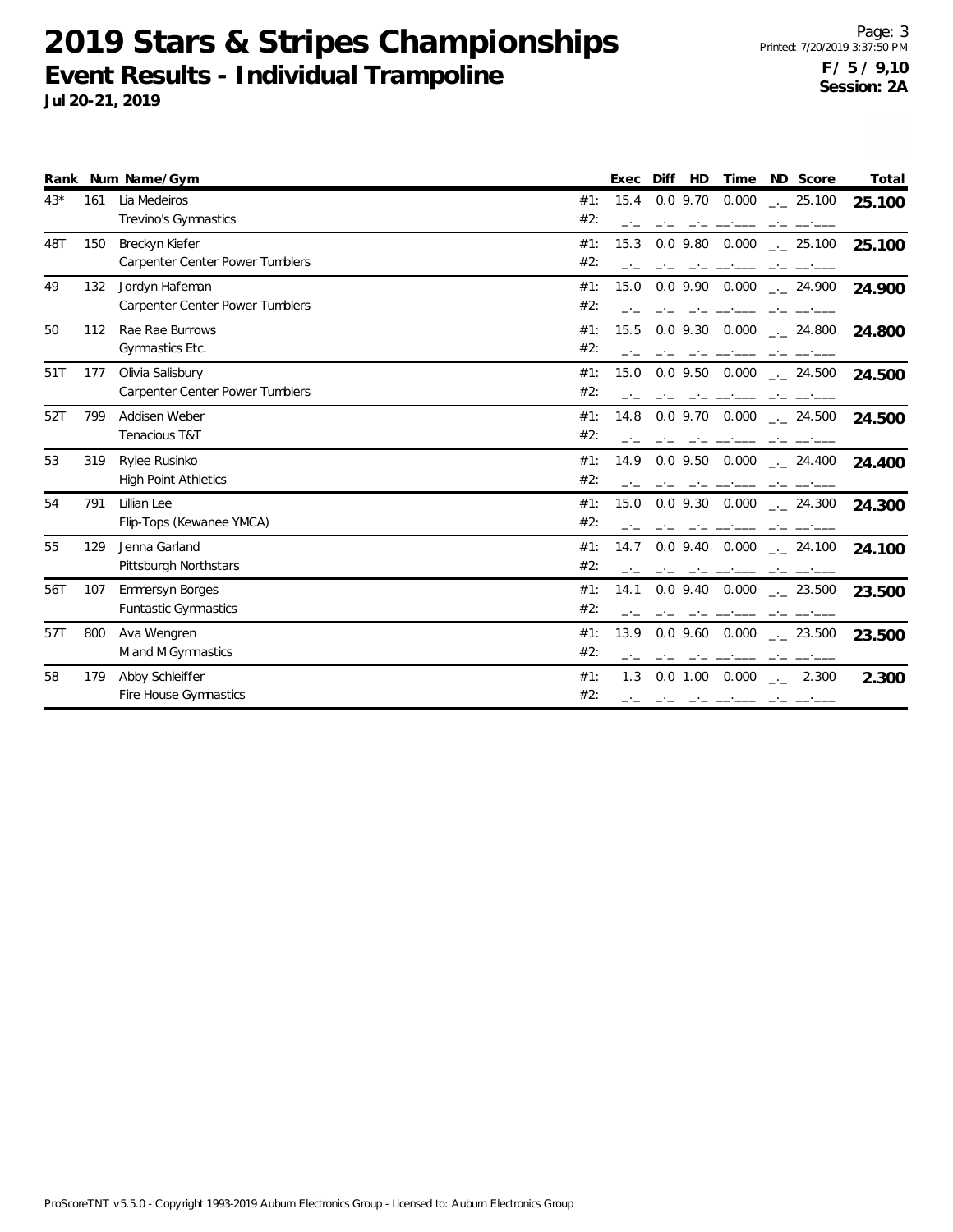# 2019 Stars & Stripes Championships

## Event Results - Individual Trampoline

**Jul 20-21, 2019**

Printed: 7/20/2019 3:37:50 PM

**F / 5 / 9,10**
**Session: 2A**

| Rank | Num | Name/Gym | | Exec | Diff | HD | Time | ND | Score | Total |
|---|---|---|---|---|---|---|---|---|---|---|
| 43* | 161 | Lia Medeiros | #1: | 15.4 | 0.0 | 9.70 | 0.000 | _._ | 25.100 | **25.100** |
| | | Trevino's Gymnastics | #2: | _._ | _._ | _._ | __.___ | _._ | __.___ | |
| 48T | 150 | Breckyn Kiefer | #1: | 15.3 | 0.0 | 9.80 | 0.000 | _._ | 25.100 | **25.100** |
| | | Carpenter Center Power Tumblers | #2: | _._ | _._ | _._ | __.___ | _._ | __.___ | |
| 49 | 132 | Jordyn Hafeman | #1: | 15.0 | 0.0 | 9.90 | 0.000 | _._ | 24.900 | **24.900** |
| | | Carpenter Center Power Tumblers | #2: | _._ | _._ | _._ | __.___ | _._ | __.___ | |
| 50 | 112 | Rae Rae Burrows | #1: | 15.5 | 0.0 | 9.30 | 0.000 | _._ | 24.800 | **24.800** |
| | | Gymnastics Etc. | #2: | _._ | _._ | _._ | __.___ | _._ | __.___ | |
| 51T | 177 | Olivia Salisbury | #1: | 15.0 | 0.0 | 9.50 | 0.000 | _._ | 24.500 | **24.500** |
| | | Carpenter Center Power Tumblers | #2: | _._ | _._ | _._ | __.___ | _._ | __.___ | |
| 52T | 799 | Addisen Weber | #1: | 14.8 | 0.0 | 9.70 | 0.000 | _._ | 24.500 | **24.500** |
| | | Tenacious T&T | #2: | _._ | _._ | _._ | __.___ | _._ | __.___ | |
| 53 | 319 | Rylee Rusinko | #1: | 14.9 | 0.0 | 9.50 | 0.000 | _._ | 24.400 | **24.400** |
| | | High Point Athletics | #2: | _._ | _._ | _._ | __.___ | _._ | __.___ | |
| 54 | 791 | Lillian Lee | #1: | 15.0 | 0.0 | 9.30 | 0.000 | _._ | 24.300 | **24.300** |
| | | Flip-Tops (Kewanee YMCA) | #2: | _._ | _._ | _._ | __.___ | _._ | __.___ | |
| 55 | 129 | Jenna Garland | #1: | 14.7 | 0.0 | 9.40 | 0.000 | _._ | 24.100 | **24.100** |
| | | Pittsburgh Northstars | #2: | _._ | _._ | _._ | __.___ | _._ | __.___ | |
| 56T | 107 | Emmersyn Borges | #1: | 14.1 | 0.0 | 9.40 | 0.000 | _._ | 23.500 | **23.500** |
| | | Funtastic Gymnastics | #2: | _._ | _._ | _._ | __.___ | _._ | __.___ | |
| 57T | 800 | Ava Wengren | #1: | 13.9 | 0.0 | 9.60 | 0.000 | _._ | 23.500 | **23.500** |
| | | M and M Gymnastics | #2: | _._ | _._ | _._ | __.___ | _._ | __.___ | |
| 58 | 179 | Abby Schleiffer | #1: | 1.3 | 0.0 | 1.00 | 0.000 | _._ | 2.300 | **2.300** |
| | | Fire House Gymnastics | #2: | _._ | _._ | _._ | __.___ | _._ | __.___ | |

ProScoreTNT v5.5.0 - Copyright 1993-2019 Auburn Electronics Group - Licensed to: Auburn Electronics Group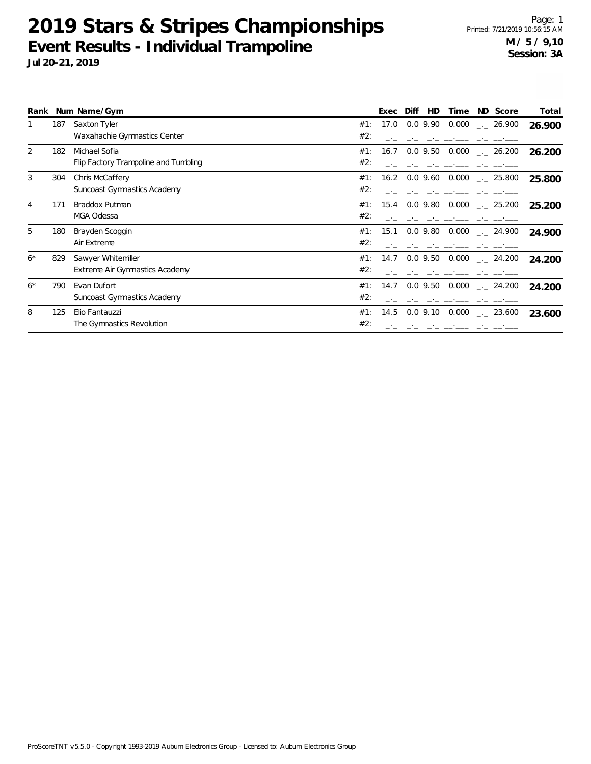# 2019 Stars & Stripes Championships

## Event Results - Individual Trampoline

**Jul 20-21, 2019**

**M / 5 / 9,10**
**Session: 3A**

| Rank | Num | Name/Gym | | Exec | Diff | HD | Time | ND | Score | Total |
|---|---|---|---|---|---|---|---|---|---|---|
| 1 | 187 | Saxton Tyler | #1: | 17.0 | 0.0 | 9.90 | 0.000 | _._ | 26.900 | **26.900** |
| | | Waxahachie Gymnastics Center | #2: | _._ | _._ | _._ | __.___ | _._ | __.___ | |
| 2 | 182 | Michael Sofia | #1: | 16.7 | 0.0 | 9.50 | 0.000 | _._ | 26.200 | **26.200** |
| | | Flip Factory Trampoline and Tumbling | #2: | _._ | _._ | _._ | __.___ | _._ | __.___ | |
| 3 | 304 | Chris McCaffery | #1: | 16.2 | 0.0 | 9.60 | 0.000 | _._ | 25.800 | **25.800** |
| | | Suncoast Gymnastics Academy | #2: | _._ | _._ | _._ | __.___ | _._ | __.___ | |
| 4 | 171 | Braddox Putman | #1: | 15.4 | 0.0 | 9.80 | 0.000 | _._ | 25.200 | **25.200** |
| | | MGA Odessa | #2: | _._ | _._ | _._ | __.___ | _._ | __.___ | |
| 5 | 180 | Brayden Scoggin | #1: | 15.1 | 0.0 | 9.80 | 0.000 | _._ | 24.900 | **24.900** |
| | | Air Extreme | #2: | _._ | _._ | _._ | __.___ | _._ | __.___ | |
| 6* | 829 | Sawyer Whitemiller | #1: | 14.7 | 0.0 | 9.50 | 0.000 | _._ | 24.200 | **24.200** |
| | | Extreme Air Gymnastics Academy | #2: | _._ | _._ | _._ | __.___ | _._ | __.___ | |
| 6* | 790 | Evan Dufort | #1: | 14.7 | 0.0 | 9.50 | 0.000 | _._ | 24.200 | **24.200** |
| | | Suncoast Gymnastics Academy | #2: | _._ | _._ | _._ | __.___ | _._ | __.___ | |
| 8 | 125 | Elio Fantauzzi | #1: | 14.5 | 0.0 | 9.10 | 0.000 | _._ | 23.600 | **23.600** |
| | | The Gymnastics Revolution | #2: | _._ | _._ | _._ | __.___ | _._ | __.___ | |

ProScoreTNT v5.5.0 - Copyright 1993-2019 Auburn Electronics Group - Licensed to: Auburn Electronics Group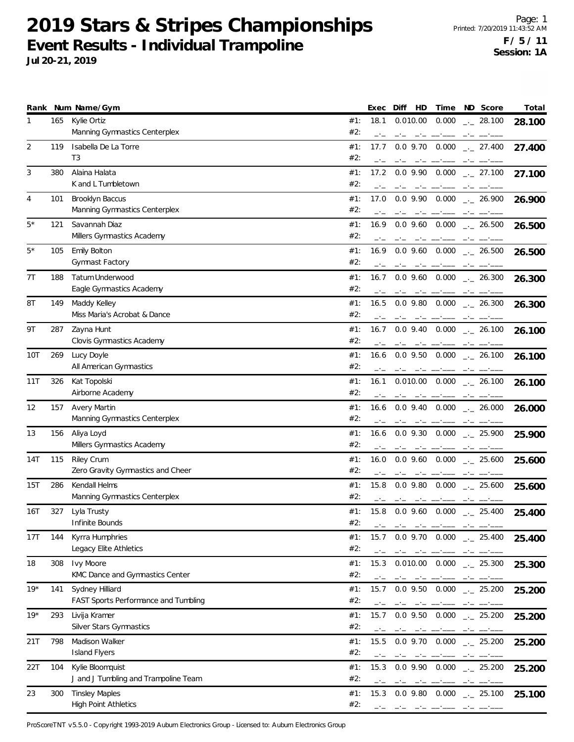# 2019 Stars & Stripes Championships

## Event Results - Individual Trampoline

**Jul 20-21, 2019**

Page: 1
Printed: 7/20/2019 11:43:52 AM
**F / 5 / 11**
**Session: 1A**

| Rank | Num | Name/Gym | | Exec | Diff | HD | Time | ND | Score | Total |
|---|---|---|---|---|---|---|---|---|---|---|
| 1 | 165 | Kylie Ortiz<br>Manning Gymnastics Centerplex | #1:<br>#2: | 18.1 | 0.0 | 10.00 | 0.000 | _._ | 28.100 | 28.100 |
| 2 | 119 | Isabella De La Torre<br>T3 | #1:<br>#2: | 17.7 | 0.0 | 9.70 | 0.000 | _._ | 27.400 | 27.400 |
| 3 | 380 | Alaina Halata<br>K and L Tumbletown | #1:<br>#2: | 17.2 | 0.0 | 9.90 | 0.000 | _._ | 27.100 | 27.100 |
| 4 | 101 | Brooklyn Baccus<br>Manning Gymnastics Centerplex | #1:<br>#2: | 17.0 | 0.0 | 9.90 | 0.000 | _._ | 26.900 | 26.900 |
| 5* | 121 | Savannah Diaz<br>Millers Gymnastics Academy | #1:<br>#2: | 16.9 | 0.0 | 9.60 | 0.000 | _._ | 26.500 | 26.500 |
| 5* | 105 | Emily Bolton<br>Gymnast Factory | #1:<br>#2: | 16.9 | 0.0 | 9.60 | 0.000 | _._ | 26.500 | 26.500 |
| 7T | 188 | Tatum Underwood<br>Eagle Gymnastics Academy | #1:<br>#2: | 16.7 | 0.0 | 9.60 | 0.000 | _._ | 26.300 | 26.300 |
| 8T | 149 | Maddy Kelley<br>Miss Maria's Acrobat & Dance | #1:<br>#2: | 16.5 | 0.0 | 9.80 | 0.000 | _._ | 26.300 | 26.300 |
| 9T | 287 | Zayna Hunt<br>Clovis Gymnastics Academy | #1:<br>#2: | 16.7 | 0.0 | 9.40 | 0.000 | _._ | 26.100 | 26.100 |
| 10T | 269 | Lucy Doyle<br>All American Gymnastics | #1:<br>#2: | 16.6 | 0.0 | 9.50 | 0.000 | _._ | 26.100 | 26.100 |
| 11T | 326 | Kat Topolski<br>Airborne Academy | #1:<br>#2: | 16.1 | 0.0 | 10.00 | 0.000 | _._ | 26.100 | 26.100 |
| 12 | 157 | Avery Martin<br>Manning Gymnastics Centerplex | #1:<br>#2: | 16.6 | 0.0 | 9.40 | 0.000 | _._ | 26.000 | 26.000 |
| 13 | 156 | Aliya Loyd<br>Millers Gymnastics Academy | #1:<br>#2: | 16.6 | 0.0 | 9.30 | 0.000 | _._ | 25.900 | 25.900 |
| 14T | 115 | Riley Crum<br>Zero Gravity Gymnastics and Cheer | #1:<br>#2: | 16.0 | 0.0 | 9.60 | 0.000 | _._ | 25.600 | 25.600 |
| 15T | 286 | Kendall Helms<br>Manning Gymnastics Centerplex | #1:<br>#2: | 15.8 | 0.0 | 9.80 | 0.000 | _._ | 25.600 | 25.600 |
| 16T | 327 | Lyla Trusty<br>Infinite Bounds | #1:<br>#2: | 15.8 | 0.0 | 9.60 | 0.000 | _._ | 25.400 | 25.400 |
| 17T | 144 | Kyrra Humphries<br>Legacy Elite Athletics | #1:<br>#2: | 15.7 | 0.0 | 9.70 | 0.000 | _._ | 25.400 | 25.400 |
| 18 | 308 | Ivy Moore<br>KMC Dance and Gymnastics Center | #1:<br>#2: | 15.3 | 0.0 | 10.00 | 0.000 | _._ | 25.300 | 25.300 |
| 19* | 141 | Sydney Hilliard<br>FAST Sports Performance and Tumbling | #1:<br>#2: | 15.7 | 0.0 | 9.50 | 0.000 | _._ | 25.200 | 25.200 |
| 19* | 293 | Livija Kramer<br>Silver Stars Gymnastics | #1:<br>#2: | 15.7 | 0.0 | 9.50 | 0.000 | _._ | 25.200 | 25.200 |
| 21T | 798 | Madison Walker<br>Island Flyers | #1:<br>#2: | 15.5 | 0.0 | 9.70 | 0.000 | _._ | 25.200 | 25.200 |
| 22T | 104 | Kylie Bloomquist<br>J and J Tumbling and Trampoline Team | #1:<br>#2: | 15.3 | 0.0 | 9.90 | 0.000 | _._ | 25.200 | 25.200 |
| 23 | 300 | Tinsley Maples<br>High Point Athletics | #1:<br>#2: | 15.3 | 0.0 | 9.80 | 0.000 | _._ | 25.100 | 25.100 |

ProScoreTNT v5.5.0 - Copyright 1993-2019 Auburn Electronics Group - Licensed to: Auburn Electronics Group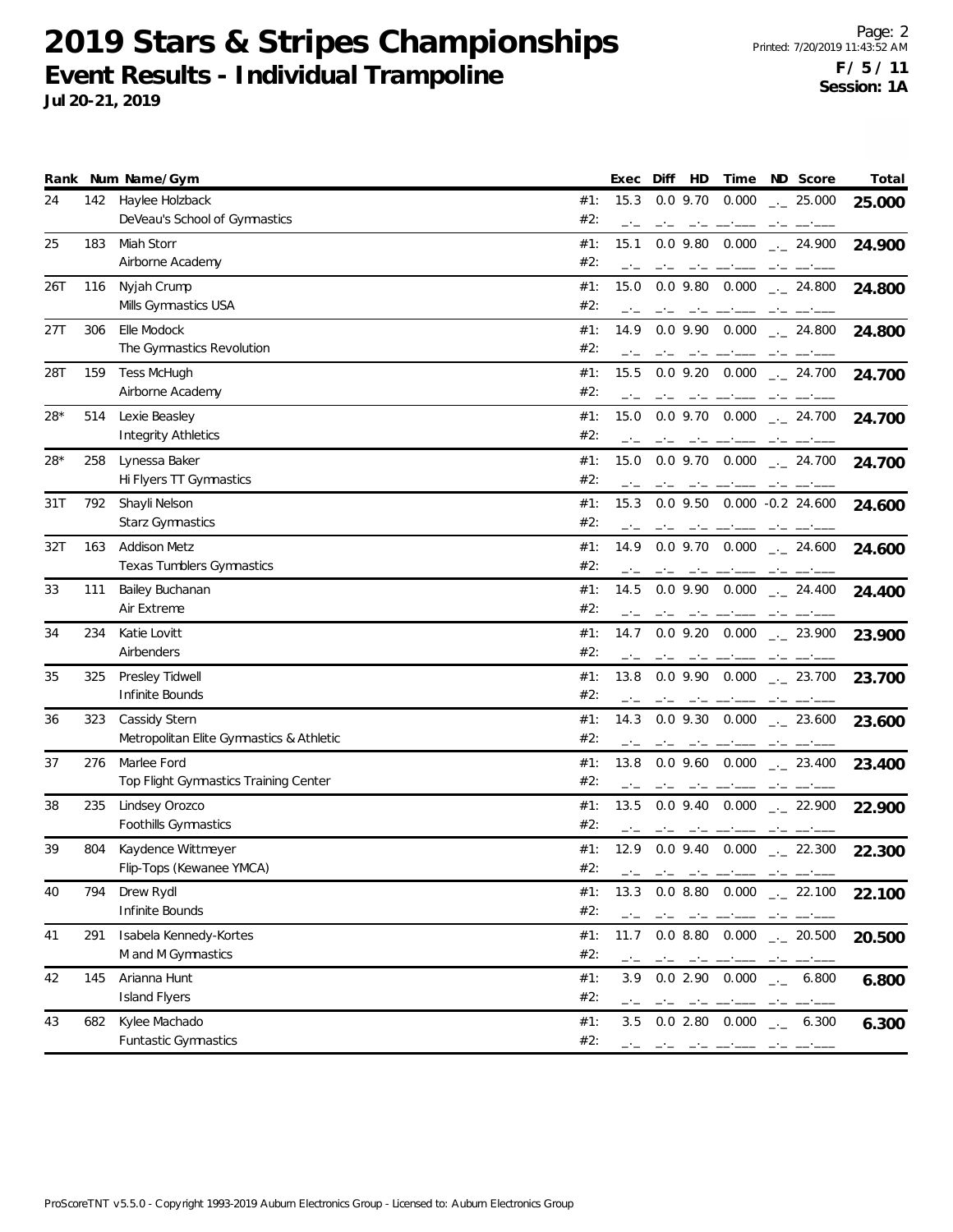# 2019 Stars & Stripes Championships

## Event Results - Individual Trampoline

**Jul 20-21, 2019**

**F / 5 / 11**
**Session: 1A**

| Rank | Num | Name/Gym | | Exec | Diff | HD | Time | ND | Score | Total |
|---|---|---|---|---|---|---|---|---|---|---|
| 24 | 142 | Haylee Holzback<br>DeVeau's School of Gymnastics | #1:<br>#2: | 15.3 | 0.0 | 9.70 | 0.000 | _._ | 25.000 | **25.000** |
| 25 | 183 | Miah Storr<br>Airborne Academy | #1:<br>#2: | 15.1 | 0.0 | 9.80 | 0.000 | _._ | 24.900 | **24.900** |
| 26T | 116 | Nyjah Crump<br>Mills Gymnastics USA | #1:<br>#2: | 15.0 | 0.0 | 9.80 | 0.000 | _._ | 24.800 | **24.800** |
| 27T | 306 | Elle Modock<br>The Gymnastics Revolution | #1:<br>#2: | 14.9 | 0.0 | 9.90 | 0.000 | _._ | 24.800 | **24.800** |
| 28T | 159 | Tess McHugh<br>Airborne Academy | #1:<br>#2: | 15.5 | 0.0 | 9.20 | 0.000 | _._ | 24.700 | **24.700** |
| 28* | 514 | Lexie Beasley<br>Integrity Athletics | #1:<br>#2: | 15.0 | 0.0 | 9.70 | 0.000 | _._ | 24.700 | **24.700** |
| 28* | 258 | Lynessa Baker<br>Hi Flyers TT Gymnastics | #1:<br>#2: | 15.0 | 0.0 | 9.70 | 0.000 | _._ | 24.700 | **24.700** |
| 31T | 792 | Shayli Nelson<br>Starz Gymnastics | #1:<br>#2: | 15.3 | 0.0 | 9.50 | 0.000 | -0.2 | 24.600 | **24.600** |
| 32T | 163 | Addison Metz<br>Texas Tumblers Gymnastics | #1:<br>#2: | 14.9 | 0.0 | 9.70 | 0.000 | _._ | 24.600 | **24.600** |
| 33 | 111 | Bailey Buchanan<br>Air Extreme | #1:<br>#2: | 14.5 | 0.0 | 9.90 | 0.000 | _._ | 24.400 | **24.400** |
| 34 | 234 | Katie Lovitt<br>Airbenders | #1:<br>#2: | 14.7 | 0.0 | 9.20 | 0.000 | _._ | 23.900 | **23.900** |
| 35 | 325 | Presley Tidwell<br>Infinite Bounds | #1:<br>#2: | 13.8 | 0.0 | 9.90 | 0.000 | _._ | 23.700 | **23.700** |
| 36 | 323 | Cassidy Stern<br>Metropolitan Elite Gymnastics & Athletic | #1:<br>#2: | 14.3 | 0.0 | 9.30 | 0.000 | _._ | 23.600 | **23.600** |
| 37 | 276 | Marlee Ford<br>Top Flight Gymnastics Training Center | #1:<br>#2: | 13.8 | 0.0 | 9.60 | 0.000 | _._ | 23.400 | **23.400** |
| 38 | 235 | Lindsey Orozco<br>Foothills Gymnastics | #1:<br>#2: | 13.5 | 0.0 | 9.40 | 0.000 | _._ | 22.900 | **22.900** |
| 39 | 804 | Kaydence Wittmeyer<br>Flip-Tops (Kewanee YMCA) | #1:<br>#2: | 12.9 | 0.0 | 9.40 | 0.000 | _._ | 22.300 | **22.300** |
| 40 | 794 | Drew Rydl<br>Infinite Bounds | #1:<br>#2: | 13.3 | 0.0 | 8.80 | 0.000 | _._ | 22.100 | **22.100** |
| 41 | 291 | Isabela Kennedy-Kortes<br>M and M Gymnastics | #1:<br>#2: | 11.7 | 0.0 | 8.80 | 0.000 | _._ | 20.500 | **20.500** |
| 42 | 145 | Arianna Hunt<br>Island Flyers | #1:<br>#2: | 3.9 | 0.0 | 2.90 | 0.000 | _._ | 6.800 | **6.800** |
| 43 | 682 | Kylee Machado<br>Funtastic Gymnastics | #1:<br>#2: | 3.5 | 0.0 | 2.80 | 0.000 | _._ | 6.300 | **6.300** |

ProScoreTNT v5.5.0 - Copyright 1993-2019 Auburn Electronics Group - Licensed to: Auburn Electronics Group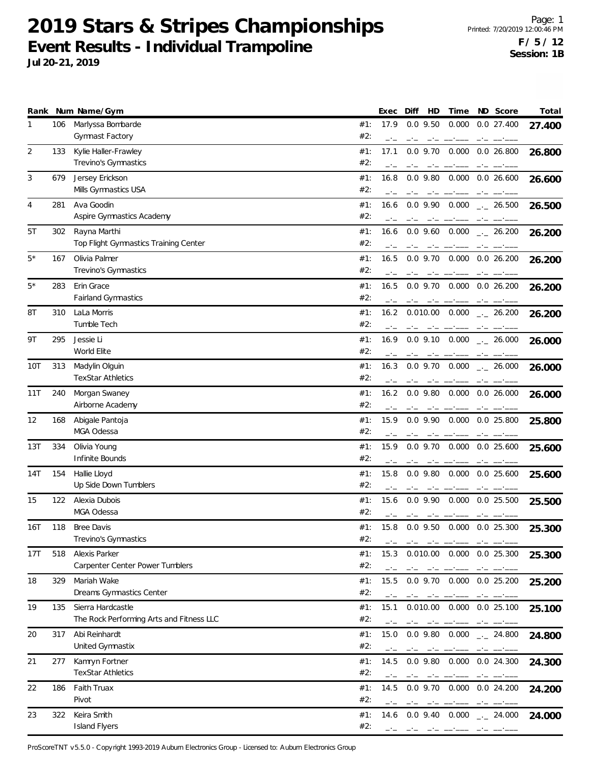# 2019 Stars & Stripes Championships

## Event Results - Individual Trampoline

**Jul 20-21, 2019**

Printed: 7/20/2019 12:00:46 PM

**F / 5 / 12**
**Session: 1B**

| Rank | Num | Name/Gym | | Exec | Diff | HD | Time | ND | Score | Total |
|---|---|---|---|---|---|---|---|---|---|---|
| 1 | 106 | Marlyssa Bombarde<br>Gymnast Factory | #1:<br>#2: | 17.9<br>_._ | 0.0<br>_._ | 9.50<br>_._ | 0.000<br>__.___ | 0.0<br>_._ | 27.400<br>__.___ | **27.400** |
| 2 | 133 | Kylie Haller-Frawley<br>Trevino's Gymnastics | #1:<br>#2: | 17.1<br>_._ | 0.0<br>_._ | 9.70<br>_._ | 0.000<br>__.___ | 0.0<br>_._ | 26.800<br>__.___ | **26.800** |
| 3 | 679 | Jersey Erickson<br>Mills Gymnastics USA | #1:<br>#2: | 16.8<br>_._ | 0.0<br>_._ | 9.80<br>_._ | 0.000<br>__.___ | 0.0<br>_._ | 26.600<br>__.___ | **26.600** |
| 4 | 281 | Ava Goodin<br>Aspire Gymnastics Academy | #1:<br>#2: | 16.6<br>_._ | 0.0<br>_._ | 9.90<br>_._ | 0.000<br>__.___ | _._<br>_._ | 26.500<br>__.___ | **26.500** |
| 5T | 302 | Rayna Marthi<br>Top Flight Gymnastics Training Center | #1:<br>#2: | 16.6<br>_._ | 0.0<br>_._ | 9.60<br>_._ | 0.000<br>__.___ | _._<br>_._ | 26.200<br>__.___ | **26.200** |
| 5* | 167 | Olivia Palmer<br>Trevino's Gymnastics | #1:<br>#2: | 16.5<br>_._ | 0.0<br>_._ | 9.70<br>_._ | 0.000<br>__.___ | 0.0<br>_._ | 26.200<br>__.___ | **26.200** |
| 5* | 283 | Erin Grace<br>Fairland Gymnastics | #1:<br>#2: | 16.5<br>_._ | 0.0<br>_._ | 9.70<br>_._ | 0.000<br>__.___ | 0.0<br>_._ | 26.200<br>__.___ | **26.200** |
| 8T | 310 | LaLa Morris<br>Tumble Tech | #1:<br>#2: | 16.2<br>_._ | 0.0<br>_._ | 10.00<br>_._ | 0.000<br>__.___ | _._<br>_._ | 26.200<br>__.___ | **26.200** |
| 9T | 295 | Jessie Li<br>World Elite | #1:<br>#2: | 16.9<br>_._ | 0.0<br>_._ | 9.10<br>_._ | 0.000<br>__.___ | _._<br>_._ | 26.000<br>__.___ | **26.000** |
| 10T | 313 | Madylin Olguin<br>TexStar Athletics | #1:<br>#2: | 16.3<br>_._ | 0.0<br>_._ | 9.70<br>_._ | 0.000<br>__.___ | _._<br>_._ | 26.000<br>__.___ | **26.000** |
| 11T | 240 | Morgan Swaney<br>Airborne Academy | #1:<br>#2: | 16.2<br>_._ | 0.0<br>_._ | 9.80<br>_._ | 0.000<br>__.___ | 0.0<br>_._ | 26.000<br>__.___ | **26.000** |
| 12 | 168 | Abigale Pantoja<br>MGA Odessa | #1:<br>#2: | 15.9<br>_._ | 0.0<br>_._ | 9.90<br>_._ | 0.000<br>__.___ | 0.0<br>_._ | 25.800<br>__.___ | **25.800** |
| 13T | 334 | Olivia Young<br>Infinite Bounds | #1:<br>#2: | 15.9<br>_._ | 0.0<br>_._ | 9.70<br>_._ | 0.000<br>__.___ | 0.0<br>_._ | 25.600<br>__.___ | **25.600** |
| 14T | 154 | Hallie Lloyd<br>Up Side Down Tumblers | #1:<br>#2: | 15.8<br>_._ | 0.0<br>_._ | 9.80<br>_._ | 0.000<br>__.___ | 0.0<br>_._ | 25.600<br>__.___ | **25.600** |
| 15 | 122 | Alexia Dubois<br>MGA Odessa | #1:<br>#2: | 15.6<br>_._ | 0.0<br>_._ | 9.90<br>_._ | 0.000<br>__.___ | 0.0<br>_._ | 25.500<br>__.___ | **25.500** |
| 16T | 118 | Bree Davis<br>Trevino's Gymnastics | #1:<br>#2: | 15.8<br>_._ | 0.0<br>_._ | 9.50<br>_._ | 0.000<br>__.___ | 0.0<br>_._ | 25.300<br>__.___ | **25.300** |
| 17T | 518 | Alexis Parker<br>Carpenter Center Power Tumblers | #1:<br>#2: | 15.3<br>_._ | 0.0<br>_._ | 10.00<br>_._ | 0.000<br>__.___ | 0.0<br>_._ | 25.300<br>__.___ | **25.300** |
| 18 | 329 | Mariah Wake<br>Dreams Gymnastics Center | #1:<br>#2: | 15.5<br>_._ | 0.0<br>_._ | 9.70<br>_._ | 0.000<br>__.___ | 0.0<br>_._ | 25.200<br>__.___ | **25.200** |
| 19 | 135 | Sierra Hardcastle<br>The Rock Performing Arts and Fitness LLC | #1:<br>#2: | 15.1<br>_._ | 0.0<br>_._ | 10.00<br>_._ | 0.000<br>__.___ | 0.0<br>_._ | 25.100<br>__.___ | **25.100** |
| 20 | 317 | Abi Reinhardt<br>United Gymnastix | #1:<br>#2: | 15.0<br>_._ | 0.0<br>_._ | 9.80<br>_._ | 0.000<br>__.___ | _._<br>_._ | 24.800<br>__.___ | **24.800** |
| 21 | 277 | Kamryn Fortner<br>TexStar Athletics | #1:<br>#2: | 14.5<br>_._ | 0.0<br>_._ | 9.80<br>_._ | 0.000<br>__.___ | 0.0<br>_._ | 24.300<br>__.___ | **24.300** |
| 22 | 186 | Faith Truax<br>Pivot | #1:<br>#2: | 14.5<br>_._ | 0.0<br>_._ | 9.70<br>_._ | 0.000<br>__.___ | 0.0<br>_._ | 24.200<br>__.___ | **24.200** |
| 23 | 322 | Keira Smith<br>Island Flyers | #1:<br>#2: | 14.6<br>_._ | 0.0<br>_._ | 9.40<br>_._ | 0.000<br>__.___ | _._<br>_._ | 24.000<br>__.___ | **24.000** |

ProScoreTNT v5.5.0 - Copyright 1993-2019 Auburn Electronics Group - Licensed to: Auburn Electronics Group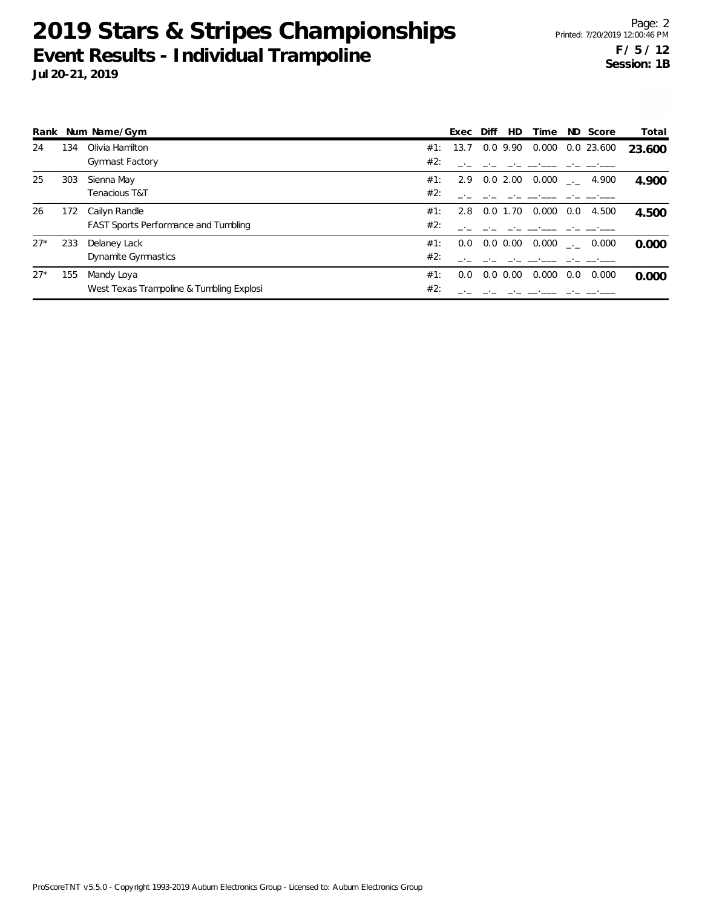# 2019 Stars & Stripes Championships

## Event Results - Individual Trampoline

**Jul 20-21, 2019**

**F / 5 / 12**
**Session: 1B**

| Rank | Num | Name/Gym | | Exec | Diff | HD | Time | ND | Score | Total |
|---|---|---|---|---|---|---|---|---|---|---|
| 24 | 134 | Olivia Hamilton | #1: | 13.7 | 0.0 | 9.90 | 0.000 | 0.0 | 23.600 | **23.600** |
| | | Gymnast Factory | #2: | _._ | _._ | _._ | __.___ | _._ | __.___ | |
| 25 | 303 | Sienna May | #1: | 2.9 | 0.0 | 2.00 | 0.000 | _._ | 4.900 | **4.900** |
| | | Tenacious T&T | #2: | _._ | _._ | _._ | __.___ | _._ | __.___ | |
| 26 | 172 | Cailyn Randle | #1: | 2.8 | 0.0 | 1.70 | 0.000 | 0.0 | 4.500 | **4.500** |
| | | FAST Sports Performance and Tumbling | #2: | _._ | _._ | _._ | __.___ | _._ | __.___ | |
| 27* | 233 | Delaney Lack | #1: | 0.0 | 0.0 | 0.00 | 0.000 | _._ | 0.000 | **0.000** |
| | | Dynamite Gymnastics | #2: | _._ | _._ | _._ | __.___ | _._ | __.___ | |
| 27* | 155 | Mandy Loya | #1: | 0.0 | 0.0 | 0.00 | 0.000 | 0.0 | 0.000 | **0.000** |
| | | West Texas Trampoline & Tumbling Explosi | #2: | _._ | _._ | _._ | __.___ | _._ | __.___ | |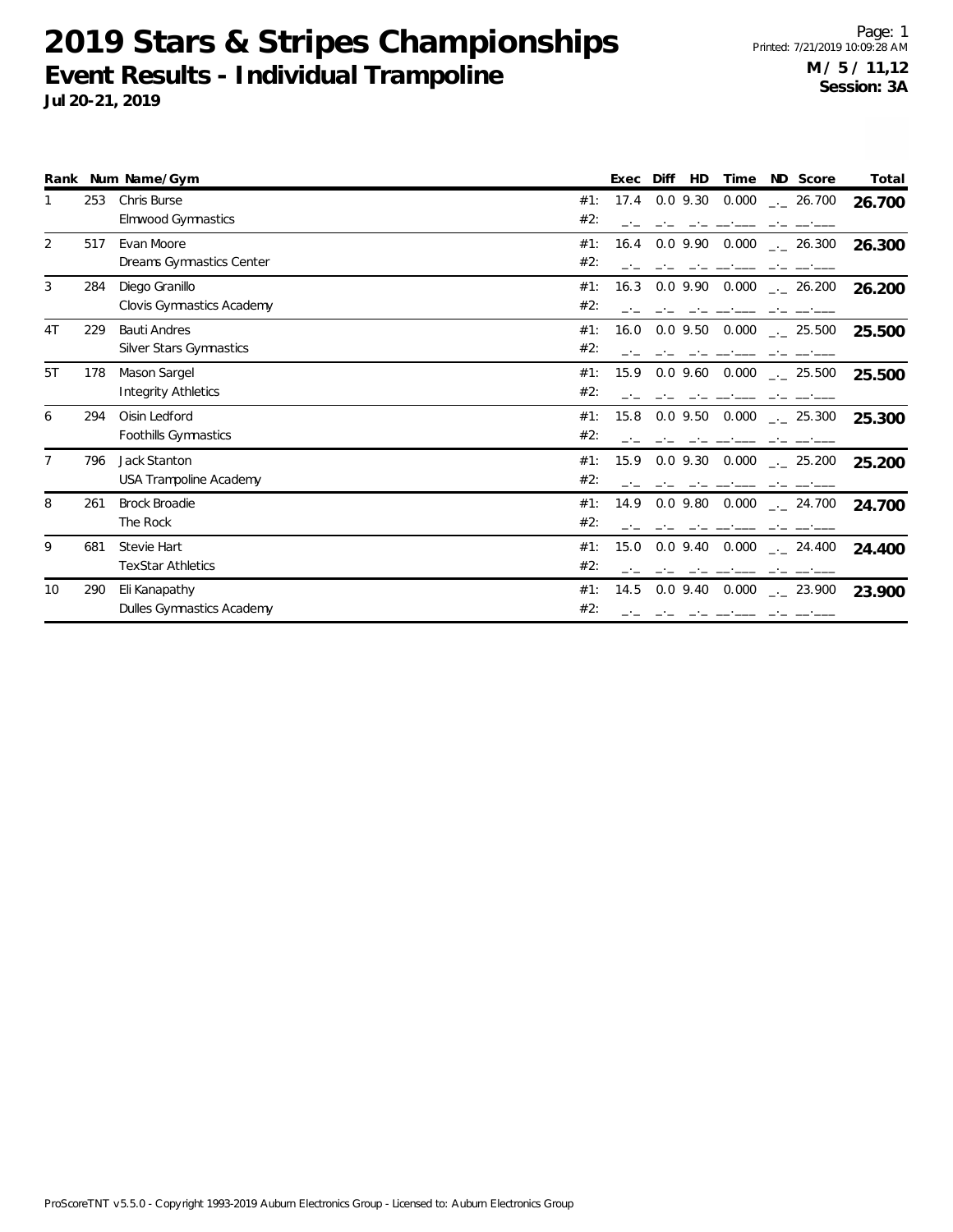# 2019 Stars & Stripes Championships

## Event Results - Individual Trampoline

**Jul 20-21, 2019**

Page: 1
Printed: 7/21/2019 10:09:28 AM
**M / 5 / 11,12**
**Session: 3A**

| Rank | Num | Name/Gym | | Exec | Diff | HD | Time | ND | Score | Total |
|---|---|---|---|---|---|---|---|---|---|---|
| 1 | 253 | Chris Burse | #1: | 17.4 | 0.0 | 9.30 | 0.000 | _._ | 26.700 | **26.700** |
| | | Elmwood Gymnastics | #2: | _._ | _._ | _._ | __.___ | _._ | __.___ | |
| 2 | 517 | Evan Moore | #1: | 16.4 | 0.0 | 9.90 | 0.000 | _._ | 26.300 | **26.300** |
| | | Dreams Gymnastics Center | #2: | _._ | _._ | _._ | __.___ | _._ | __.___ | |
| 3 | 284 | Diego Granillo | #1: | 16.3 | 0.0 | 9.90 | 0.000 | _._ | 26.200 | **26.200** |
| | | Clovis Gymnastics Academy | #2: | _._ | _._ | _._ | __.___ | _._ | __.___ | |
| 4T | 229 | Bauti Andres | #1: | 16.0 | 0.0 | 9.50 | 0.000 | _._ | 25.500 | **25.500** |
| | | Silver Stars Gymnastics | #2: | _._ | _._ | _._ | __.___ | _._ | __.___ | |
| 5T | 178 | Mason Sargel | #1: | 15.9 | 0.0 | 9.60 | 0.000 | _._ | 25.500 | **25.500** |
| | | Integrity Athletics | #2: | _._ | _._ | _._ | __.___ | _._ | __.___ | |
| 6 | 294 | Oisin Ledford | #1: | 15.8 | 0.0 | 9.50 | 0.000 | _._ | 25.300 | **25.300** |
| | | Foothills Gymnastics | #2: | _._ | _._ | _._ | __.___ | _._ | __.___ | |
| 7 | 796 | Jack Stanton | #1: | 15.9 | 0.0 | 9.30 | 0.000 | _._ | 25.200 | **25.200** |
| | | USA Trampoline Academy | #2: | _._ | _._ | _._ | __.___ | _._ | __.___ | |
| 8 | 261 | Brock Broadie | #1: | 14.9 | 0.0 | 9.80 | 0.000 | _._ | 24.700 | **24.700** |
| | | The Rock | #2: | _._ | _._ | _._ | __.___ | _._ | __.___ | |
| 9 | 681 | Stevie Hart | #1: | 15.0 | 0.0 | 9.40 | 0.000 | _._ | 24.400 | **24.400** |
| | | TexStar Athletics | #2: | _._ | _._ | _._ | __.___ | _._ | __.___ | |
| 10 | 290 | Eli Kanapathy | #1: | 14.5 | 0.0 | 9.40 | 0.000 | _._ | 23.900 | **23.900** |
| | | Dulles Gymnastics Academy | #2: | _._ | _._ | _._ | __.___ | _._ | __.___ | |

ProScoreTNT v5.5.0 - Copyright 1993-2019 Auburn Electronics Group - Licensed to: Auburn Electronics Group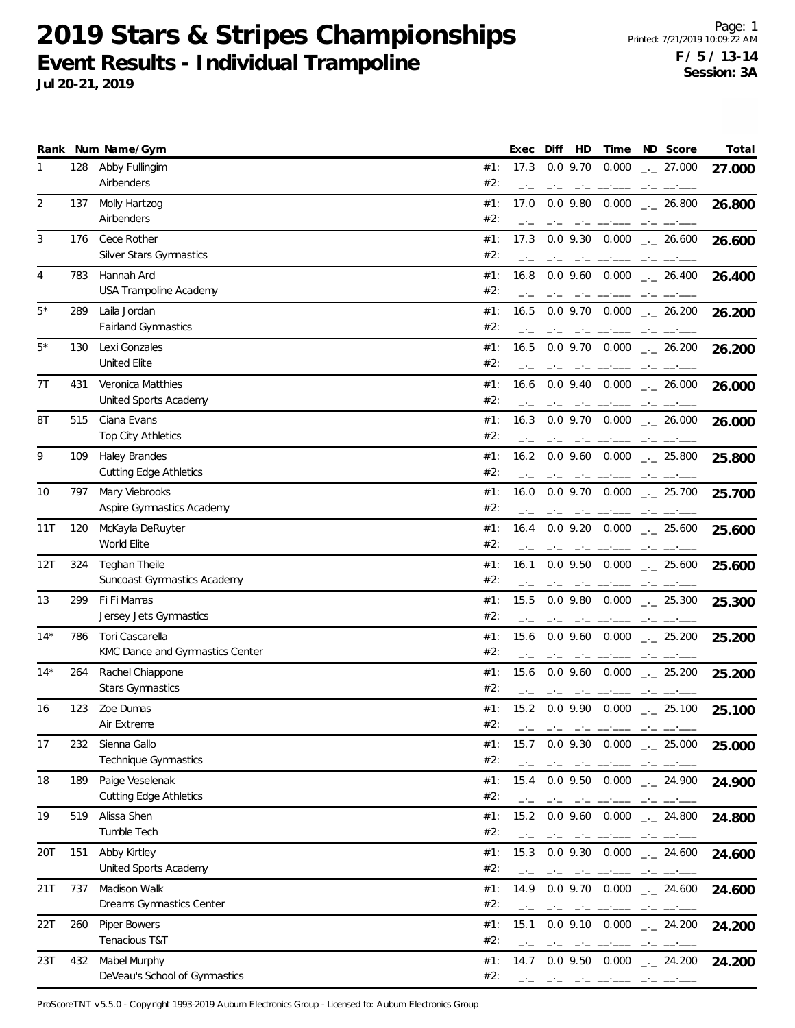# 2019 Stars & Stripes Championships

## Event Results - Individual Trampoline

**Jul 20-21, 2019**

Page: 1
Printed: 7/21/2019 10:09:22 AM
**F / 5 / 13-14**
**Session: 3A**

| Rank | Num | Name/Gym | | Exec | Diff | HD | Time | ND | Score | Total |
|---|---|---|---|---|---|---|---|---|---|---|
| 1 | 128 | Abby Fullingim<br>Airbenders | #1:<br>#2: | 17.3 | 0.0 | 9.70 | 0.000 | _._ | 27.000 | **27.000** |
| 2 | 137 | Molly Hartzog<br>Airbenders | #1:<br>#2: | 17.0 | 0.0 | 9.80 | 0.000 | _._ | 26.800 | **26.800** |
| 3 | 176 | Cece Rother<br>Silver Stars Gymnastics | #1:<br>#2: | 17.3 | 0.0 | 9.30 | 0.000 | _._ | 26.600 | **26.600** |
| 4 | 783 | Hannah Ard<br>USA Trampoline Academy | #1:<br>#2: | 16.8 | 0.0 | 9.60 | 0.000 | _._ | 26.400 | **26.400** |
| 5* | 289 | Laila Jordan<br>Fairland Gymnastics | #1:<br>#2: | 16.5 | 0.0 | 9.70 | 0.000 | _._ | 26.200 | **26.200** |
| 5* | 130 | Lexi Gonzales<br>United Elite | #1:<br>#2: | 16.5 | 0.0 | 9.70 | 0.000 | _._ | 26.200 | **26.200** |
| 7T | 431 | Veronica Matthies<br>United Sports Academy | #1:<br>#2: | 16.6 | 0.0 | 9.40 | 0.000 | _._ | 26.000 | **26.000** |
| 8T | 515 | Ciana Evans<br>Top City Athletics | #1:<br>#2: | 16.3 | 0.0 | 9.70 | 0.000 | _._ | 26.000 | **26.000** |
| 9 | 109 | Haley Brandes<br>Cutting Edge Athletics | #1:<br>#2: | 16.2 | 0.0 | 9.60 | 0.000 | _._ | 25.800 | **25.800** |
| 10 | 797 | Mary Viebrooks<br>Aspire Gymnastics Academy | #1:<br>#2: | 16.0 | 0.0 | 9.70 | 0.000 | _._ | 25.700 | **25.700** |
| 11T | 120 | McKayla DeRuyter<br>World Elite | #1:<br>#2: | 16.4 | 0.0 | 9.20 | 0.000 | _._ | 25.600 | **25.600** |
| 12T | 324 | Teghan Theile<br>Suncoast Gymnastics Academy | #1:<br>#2: | 16.1 | 0.0 | 9.50 | 0.000 | _._ | 25.600 | **25.600** |
| 13 | 299 | Fi Fi Mamas<br>Jersey Jets Gymnastics | #1:<br>#2: | 15.5 | 0.0 | 9.80 | 0.000 | _._ | 25.300 | **25.300** |
| 14* | 786 | Tori Cascarella<br>KMC Dance and Gymnastics Center | #1:<br>#2: | 15.6 | 0.0 | 9.60 | 0.000 | _._ | 25.200 | **25.200** |
| 14* | 264 | Rachel Chiappone<br>Stars Gymnastics | #1:<br>#2: | 15.6 | 0.0 | 9.60 | 0.000 | _._ | 25.200 | **25.200** |
| 16 | 123 | Zoe Dumas<br>Air Extreme | #1:<br>#2: | 15.2 | 0.0 | 9.90 | 0.000 | _._ | 25.100 | **25.100** |
| 17 | 232 | Sienna Gallo<br>Technique Gymnastics | #1:<br>#2: | 15.7 | 0.0 | 9.30 | 0.000 | _._ | 25.000 | **25.000** |
| 18 | 189 | Paige Veselenak<br>Cutting Edge Athletics | #1:<br>#2: | 15.4 | 0.0 | 9.50 | 0.000 | _._ | 24.900 | **24.900** |
| 19 | 519 | Alissa Shen<br>Tumble Tech | #1:<br>#2: | 15.2 | 0.0 | 9.60 | 0.000 | _._ | 24.800 | **24.800** |
| 20T | 151 | Abby Kirtley<br>United Sports Academy | #1:<br>#2: | 15.3 | 0.0 | 9.30 | 0.000 | _._ | 24.600 | **24.600** |
| 21T | 737 | Madison Walk<br>Dreams Gymnastics Center | #1:<br>#2: | 14.9 | 0.0 | 9.70 | 0.000 | _._ | 24.600 | **24.600** |
| 22T | 260 | Piper Bowers<br>Tenacious T&T | #1:<br>#2: | 15.1 | 0.0 | 9.10 | 0.000 | _._ | 24.200 | **24.200** |
| 23T | 432 | Mabel Murphy<br>DeVeau's School of Gymnastics | #1:<br>#2: | 14.7 | 0.0 | 9.50 | 0.000 | _._ | 24.200 | **24.200** |

ProScoreTNT v5.5.0 - Copyright 1993-2019 Auburn Electronics Group - Licensed to: Auburn Electronics Group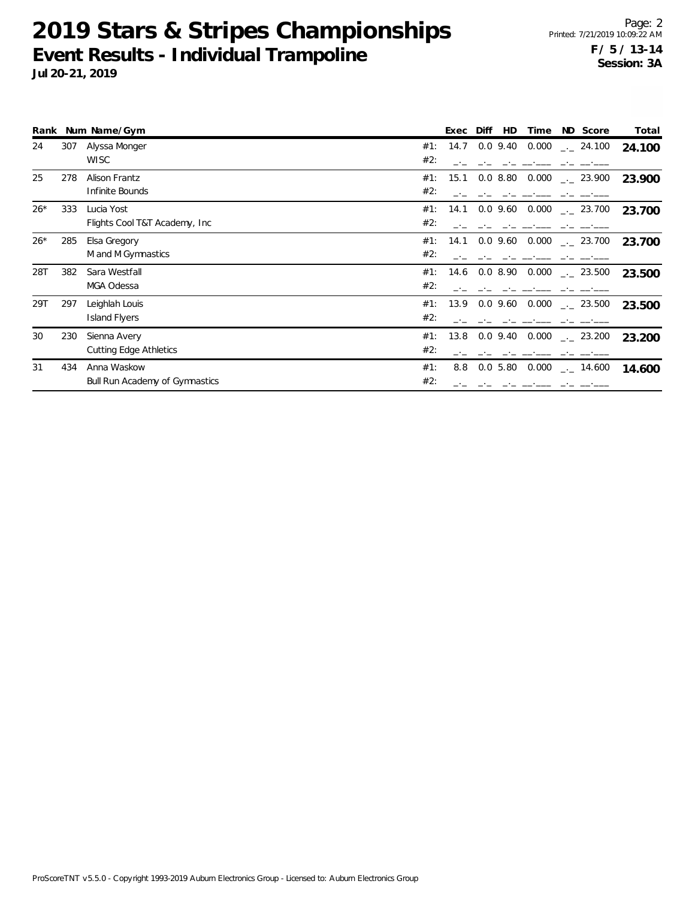# 2019 Stars & Stripes Championships

## Event Results - Individual Trampoline

**Jul 20-21, 2019**

**F / 5 / 13-14**
**Session: 3A**

| Rank | Num | Name/Gym | | Exec | Diff | HD | Time | ND | Score | Total |
|---|---|---|---|---|---|---|---|---|---|---|
| 24 | 307 | Alyssa Monger | #1: | 14.7 | 0.0 | 9.40 | 0.000 | _._ | 24.100 | **24.100** |
| | | WISC | #2: | _._ | _._ | _._ | __.___ | _._ | __.___ | |
| 25 | 278 | Alison Frantz | #1: | 15.1 | 0.0 | 8.80 | 0.000 | _._ | 23.900 | **23.900** |
| | | Infinite Bounds | #2: | _._ | _._ | _._ | __.___ | _._ | __.___ | |
| 26* | 333 | Lucia Yost | #1: | 14.1 | 0.0 | 9.60 | 0.000 | _._ | 23.700 | **23.700** |
| | | Flights Cool T&T Academy, Inc | #2: | _._ | _._ | _._ | __.___ | _._ | __.___ | |
| 26* | 285 | Elsa Gregory | #1: | 14.1 | 0.0 | 9.60 | 0.000 | _._ | 23.700 | **23.700** |
| | | M and M Gymnastics | #2: | _._ | _._ | _._ | __.___ | _._ | __.___ | |
| 28T | 382 | Sara Westfall | #1: | 14.6 | 0.0 | 8.90 | 0.000 | _._ | 23.500 | **23.500** |
| | | MGA Odessa | #2: | _._ | _._ | _._ | __.___ | _._ | __.___ | |
| 29T | 297 | Leighlah Louis | #1: | 13.9 | 0.0 | 9.60 | 0.000 | _._ | 23.500 | **23.500** |
| | | Island Flyers | #2: | _._ | _._ | _._ | __.___ | _._ | __.___ | |
| 30 | 230 | Sienna Avery | #1: | 13.8 | 0.0 | 9.40 | 0.000 | _._ | 23.200 | **23.200** |
| | | Cutting Edge Athletics | #2: | _._ | _._ | _._ | __.___ | _._ | __.___ | |
| 31 | 434 | Anna Waskow | #1: | 8.8 | 0.0 | 5.80 | 0.000 | _._ | 14.600 | **14.600** |
| | | Bull Run Academy of Gymnastics | #2: | _._ | _._ | _._ | __.___ | _._ | __.___ | |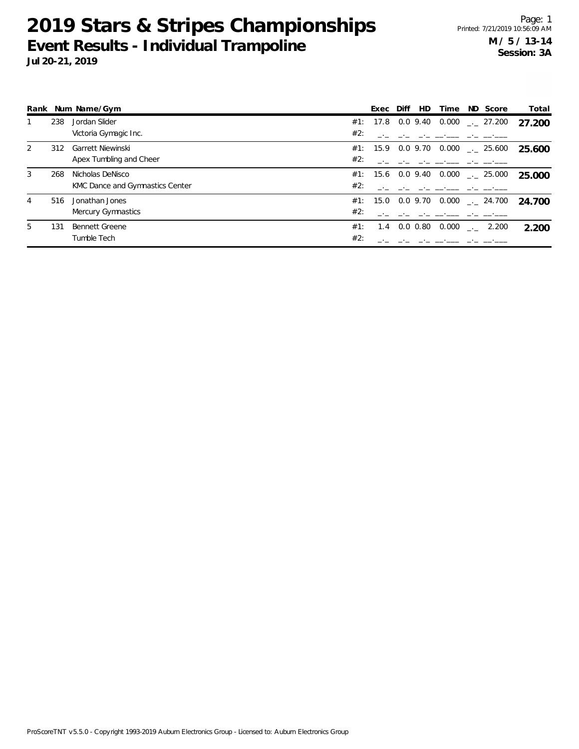# 2019 Stars & Stripes Championships

## Event Results - Individual Trampoline

**Jul 20-21, 2019**

Page: 1
Printed: 7/21/2019 10:56:09 AM

**M / 5 / 13-14**
**Session: 3A**

| Rank | Num | Name/Gym | | Exec | Diff | HD | Time | ND | Score | Total |
|---|---|---|---|---|---|---|---|---|---|---|
| 1 | 238 | Jordan Slider | #1: | 17.8 | 0.0 | 9.40 | 0.000 | _._ | 27.200 | **27.200** |
| | | Victoria Gymagic Inc. | #2: | _._ | _._ | _._ | __.___ | _._ | __.___ | |
| 2 | 312 | Garrett Niewinski | #1: | 15.9 | 0.0 | 9.70 | 0.000 | _._ | 25.600 | **25.600** |
| | | Apex Tumbling and Cheer | #2: | _._ | _._ | _._ | __.___ | _._ | __.___ | |
| 3 | 268 | Nicholas DeNisco | #1: | 15.6 | 0.0 | 9.40 | 0.000 | _._ | 25.000 | **25.000** |
| | | KMC Dance and Gymnastics Center | #2: | _._ | _._ | _._ | __.___ | _._ | __.___ | |
| 4 | 516 | Jonathan Jones | #1: | 15.0 | 0.0 | 9.70 | 0.000 | _._ | 24.700 | **24.700** |
| | | Mercury Gymnastics | #2: | _._ | _._ | _._ | __.___ | _._ | __.___ | |
| 5 | 131 | Bennett Greene | #1: | 1.4 | 0.0 | 0.80 | 0.000 | _._ | 2.200 | **2.200** |
| | | Tumble Tech | #2: | _._ | _._ | _._ | __.___ | _._ | __.___ | |

ProScoreTNT v5.5.0 - Copyright 1993-2019 Auburn Electronics Group - Licensed to: Auburn Electronics Group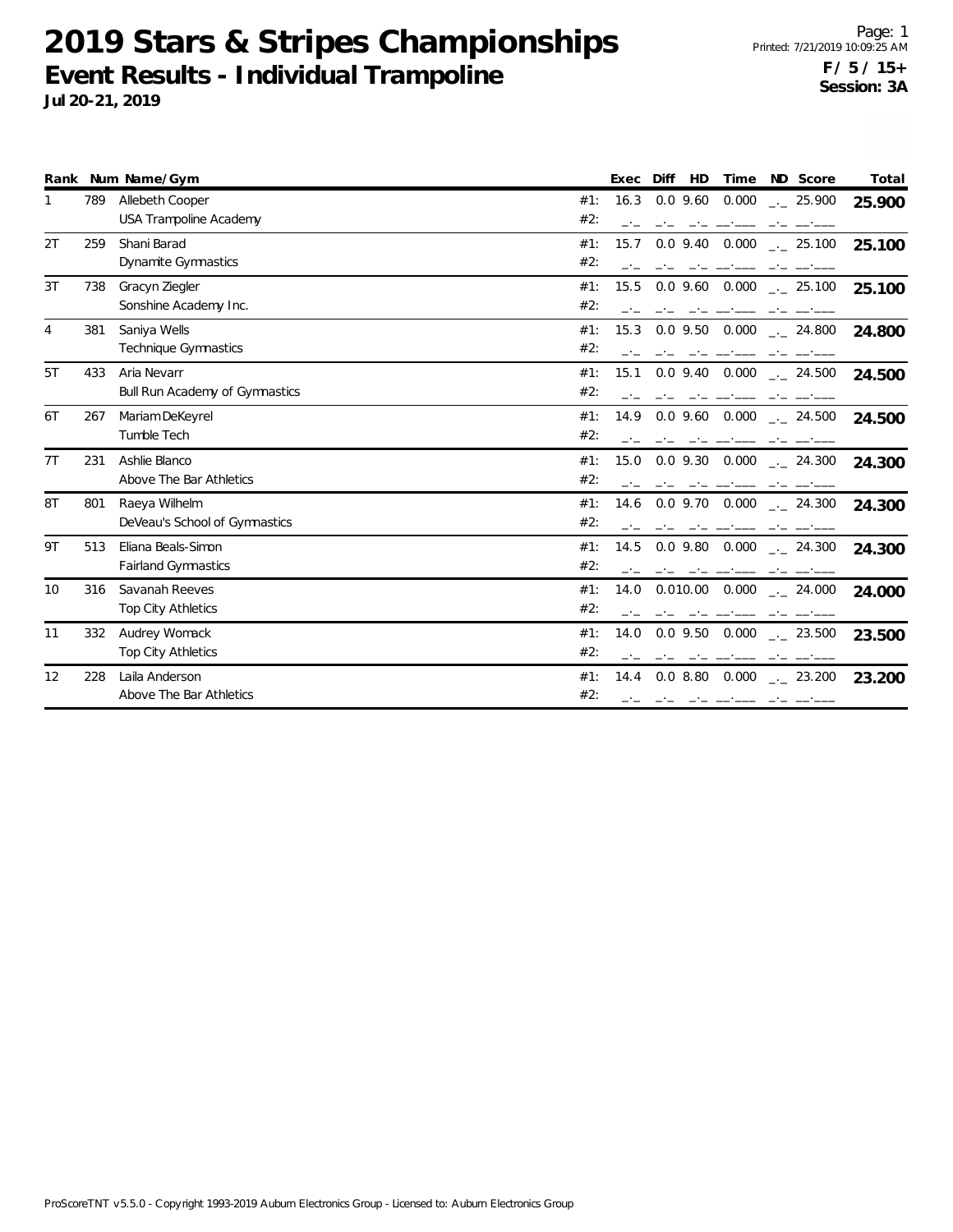# 2019 Stars & Stripes Championships

## Event Results - Individual Trampoline

**Jul 20-21, 2019**

Printed: 7/21/2019 10:09:25 AM

**F / 5 / 15+**
**Session: 3A**

| Rank | Num | Name/Gym | | Exec | Diff | HD | Time | ND | Score | Total |
|---|---|---|---|---|---|---|---|---|---|---|
| 1 | 789 | Allebeth Cooper | #1: | 16.3 | 0.0 | 9.60 | 0.000 | _._ | 25.900 | **25.900** |
| | | USA Trampoline Academy | #2: | _._ | _._ | _._ | __.___ | _._ | __.___ | |
| 2T | 259 | Shani Barad | #1: | 15.7 | 0.0 | 9.40 | 0.000 | _._ | 25.100 | **25.100** |
| | | Dynamite Gymnastics | #2: | _._ | _._ | _._ | __.___ | _._ | __.___ | |
| 3T | 738 | Gracyn Ziegler | #1: | 15.5 | 0.0 | 9.60 | 0.000 | _._ | 25.100 | **25.100** |
| | | Sonshine Academy Inc. | #2: | _._ | _._ | _._ | __.___ | _._ | __.___ | |
| 4 | 381 | Saniya Wells | #1: | 15.3 | 0.0 | 9.50 | 0.000 | _._ | 24.800 | **24.800** |
| | | Technique Gymnastics | #2: | _._ | _._ | _._ | __.___ | _._ | __.___ | |
| 5T | 433 | Aria Nevarr | #1: | 15.1 | 0.0 | 9.40 | 0.000 | _._ | 24.500 | **24.500** |
| | | Bull Run Academy of Gymnastics | #2: | _._ | _._ | _._ | __.___ | _._ | __.___ | |
| 6T | 267 | Mariam DeKeyrel | #1: | 14.9 | 0.0 | 9.60 | 0.000 | _._ | 24.500 | **24.500** |
| | | Tumble Tech | #2: | _._ | _._ | _._ | __.___ | _._ | __.___ | |
| 7T | 231 | Ashlie Blanco | #1: | 15.0 | 0.0 | 9.30 | 0.000 | _._ | 24.300 | **24.300** |
| | | Above The Bar Athletics | #2: | _._ | _._ | _._ | __.___ | _._ | __.___ | |
| 8T | 801 | Raeya Wilhelm | #1: | 14.6 | 0.0 | 9.70 | 0.000 | _._ | 24.300 | **24.300** |
| | | DeVeau's School of Gymnastics | #2: | _._ | _._ | _._ | __.___ | _._ | __.___ | |
| 9T | 513 | Eliana Beals-Simon | #1: | 14.5 | 0.0 | 9.80 | 0.000 | _._ | 24.300 | **24.300** |
| | | Fairland Gymnastics | #2: | _._ | _._ | _._ | __.___ | _._ | __.___ | |
| 10 | 316 | Savanah Reeves | #1: | 14.0 | 0.0 | 10.00 | 0.000 | _._ | 24.000 | **24.000** |
| | | Top City Athletics | #2: | _._ | _._ | _._ | __.___ | _._ | __.___ | |
| 11 | 332 | Audrey Womack | #1: | 14.0 | 0.0 | 9.50 | 0.000 | _._ | 23.500 | **23.500** |
| | | Top City Athletics | #2: | _._ | _._ | _._ | __.___ | _._ | __.___ | |
| 12 | 228 | Laila Anderson | #1: | 14.4 | 0.0 | 8.80 | 0.000 | _._ | 23.200 | **23.200** |
| | | Above The Bar Athletics | #2: | _._ | _._ | _._ | __.___ | _._ | __.___ | |

ProScoreTNT v5.5.0 - Copyright 1993-2019 Auburn Electronics Group - Licensed to: Auburn Electronics Group